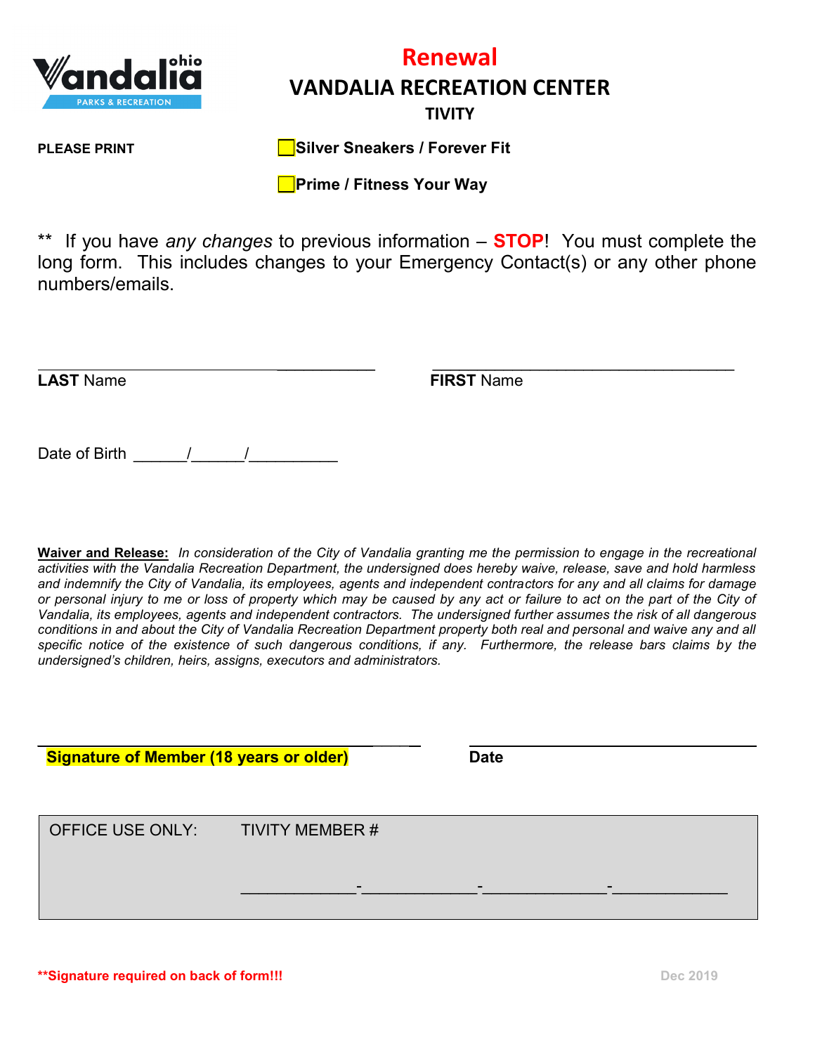# Renewal

## VANDALIA RECREATION CENTER

### TIVITY

**PLEASE PRINT**

☐ **Silver Sneakers / Forever Fit**

☐ **Prime / Fitness Your Way**

** If you have *any changes* to previous information – **STOP**! You must complete the long form. This includes changes to your Emergency Contact(s) or any other phone numbers/emails.

_______________________________________ _______________________________________

**LAST** Name **FIRST** Name

Date of Birth ______/______/__________

**Waiver and Release:** *In consideration of the City of Vandalia granting me the permission to engage in the recreational activities with the Vandalia Recreation Department, the undersigned does hereby waive, release, save and hold harmless and indemnify the City of Vandalia, its employees, agents and independent contractors for any and all claims for damage or personal injury to me or loss of property which may be caused by any act or failure to act on the part of the City of Vandalia, its employees, agents and independent contractors. The undersigned further assumes the risk of all dangerous conditions in and about the City of Vandalia Recreation Department property both real and personal and waive any and all specific notice of the existence of such dangerous conditions, if any. Furthermore, the release bars claims by the undersigned's children, heirs, assigns, executors and administrators.*

_______________________________________ _______________________________________

**Signature of Member (18 years or older)** **Date**

| OFFICE USE ONLY: | TIVITY MEMBER # |
| --- | --- |
| | ____________-____________-____________-____________ |

****Signature required on back of form!!!**

Dec 2019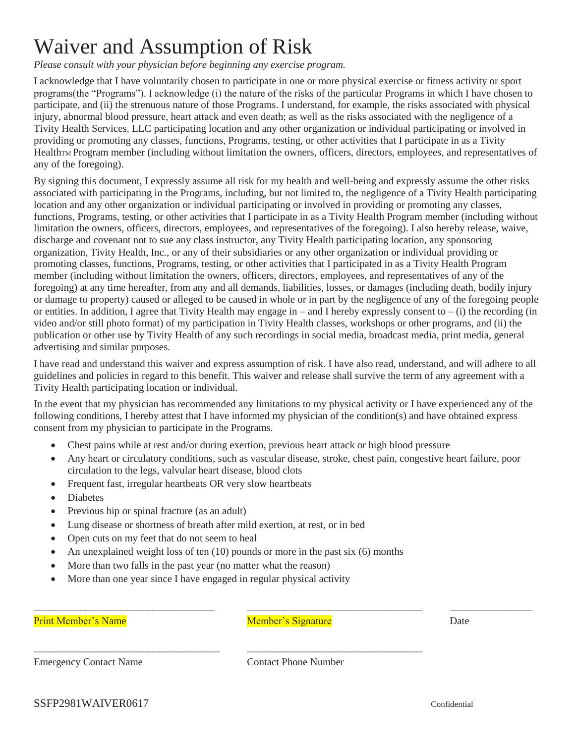# Waiver and Assumption of Risk

*Please consult with your physician before beginning any exercise program.*

I acknowledge that I have voluntarily chosen to participate in one or more physical exercise or fitness activity or sport programs(the "Programs"). I acknowledge (i) the nature of the risks of the particular Programs in which I have chosen to participate, and (ii) the strenuous nature of those Programs. I understand, for example, the risks associated with physical injury, abnormal blood pressure, heart attack and even death; as well as the risks associated with the negligence of a Tivity Health Services, LLC participating location and any other organization or individual participating or involved in providing or promoting any classes, functions, Programs, testing, or other activities that I participate in as a Tivity Health™ Program member (including without limitation the owners, officers, directors, employees, and representatives of any of the foregoing).

By signing this document, I expressly assume all risk for my health and well-being and expressly assume the other risks associated with participating in the Programs, including, but not limited to, the negligence of a Tivity Health participating location and any other organization or individual participating or involved in providing or promoting any classes, functions, Programs, testing, or other activities that I participate in as a Tivity Health Program member (including without limitation the owners, officers, directors, employees, and representatives of the foregoing). I also hereby release, waive, discharge and covenant not to sue any class instructor, any Tivity Health participating location, any sponsoring organization, Tivity Health, Inc., or any of their subsidiaries or any other organization or individual providing or promoting classes, functions, Programs, testing, or other activities that I participated in as a Tivity Health Program member (including without limitation the owners, officers, directors, employees, and representatives of any of the foregoing) at any time hereafter, from any and all demands, liabilities, losses, or damages (including death, bodily injury or damage to property) caused or alleged to be caused in whole or in part by the negligence of any of the foregoing people or entities. In addition, I agree that Tivity Health may engage in – and I hereby expressly consent to – (i) the recording (in video and/or still photo format) of my participation in Tivity Health classes, workshops or other programs, and (ii) the publication or other use by Tivity Health of any such recordings in social media, broadcast media, print media, general advertising and similar purposes.

I have read and understand this waiver and express assumption of risk. I have also read, understand, and will adhere to all guidelines and policies in regard to this benefit. This waiver and release shall survive the term of any agreement with a Tivity Health participating location or individual.

In the event that my physician has recommended any limitations to my physical activity or I have experienced any of the following conditions, I hereby attest that I have informed my physician of the condition(s) and have obtained express consent from my physician to participate in the Programs.

- Chest pains while at rest and/or during exertion, previous heart attack or high blood pressure
- Any heart or circulatory conditions, such as vascular disease, stroke, chest pain, congestive heart failure, poor circulation to the legs, valvular heart disease, blood clots
- Frequent fast, irregular heartbeats OR very slow heartbeats
- Diabetes
- Previous hip or spinal fracture (as an adult)
- Lung disease or shortness of breath after mild exertion, at rest, or in bed
- Open cuts on my feet that do not seem to heal
- An unexplained weight loss of ten (10) pounds or more in the past six (6) months
- More than two falls in the past year (no matter what the reason)
- More than one year since I have engaged in regular physical activity

\_\_\_\_\_\_\_\_\_\_\_\_\_\_\_\_\_\_\_\_\_\_\_\_\_\_\_\_\_\_\_ \_\_\_\_\_\_\_\_\_\_\_\_\_\_\_\_\_\_\_\_\_\_\_\_\_\_\_\_\_\_\_ \_\_\_\_\_\_\_\_\_\_\_\_\_\_

Print Member's Name — Member's Signature — Date

\_\_\_\_\_\_\_\_\_\_\_\_\_\_\_\_\_\_\_\_\_\_\_\_\_\_\_\_\_\_\_ \_\_\_\_\_\_\_\_\_\_\_\_\_\_\_\_\_\_\_\_\_\_\_\_\_\_\_\_\_\_\_

Emergency Contact Name — Contact Phone Number

SSFP2981WAIVER0617 Confidential